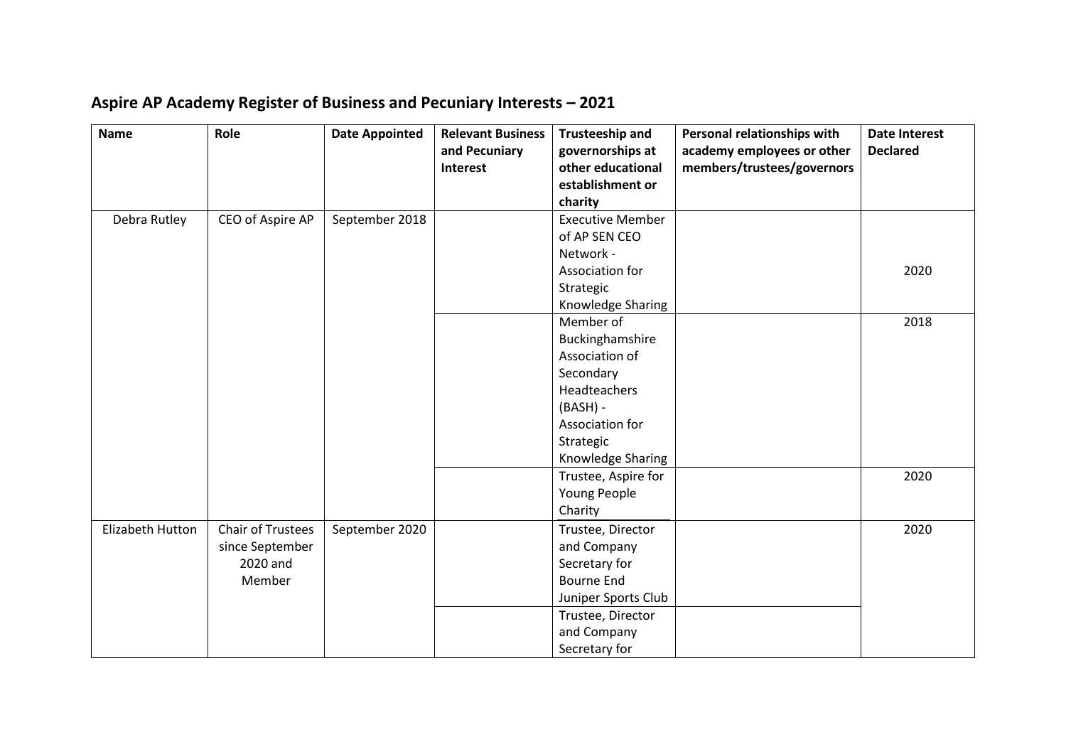## Aspire AP Academy Register of Business and Pecuniary Interests – 2021

| Name | Role | Date Appointed | Relevant Business and Pecuniary Interest | Trusteeship and governorships at other educational establishment or charity | Personal relationships with academy employees or other members/trustees/governors | Date Interest Declared |
|---|---|---|---|---|---|---|
| Debra Rutley | CEO of Aspire AP | September 2018 | | Executive Member of AP SEN CEO Network - Association for Strategic Knowledge Sharing | | 2020 |
| | | | | Member of Buckinghamshire Association of Secondary Headteachers (BASH) - Association for Strategic Knowledge Sharing | | 2018 |
| | | | | Trustee, Aspire for Young People Charity | | 2020 |
| Elizabeth Hutton | Chair of Trustees since September 2020 and Member | September 2020 | | Trustee, Director and Company Secretary for Bourne End Juniper Sports Club | | 2020 |
| | | | | Trustee, Director and Company Secretary for | | |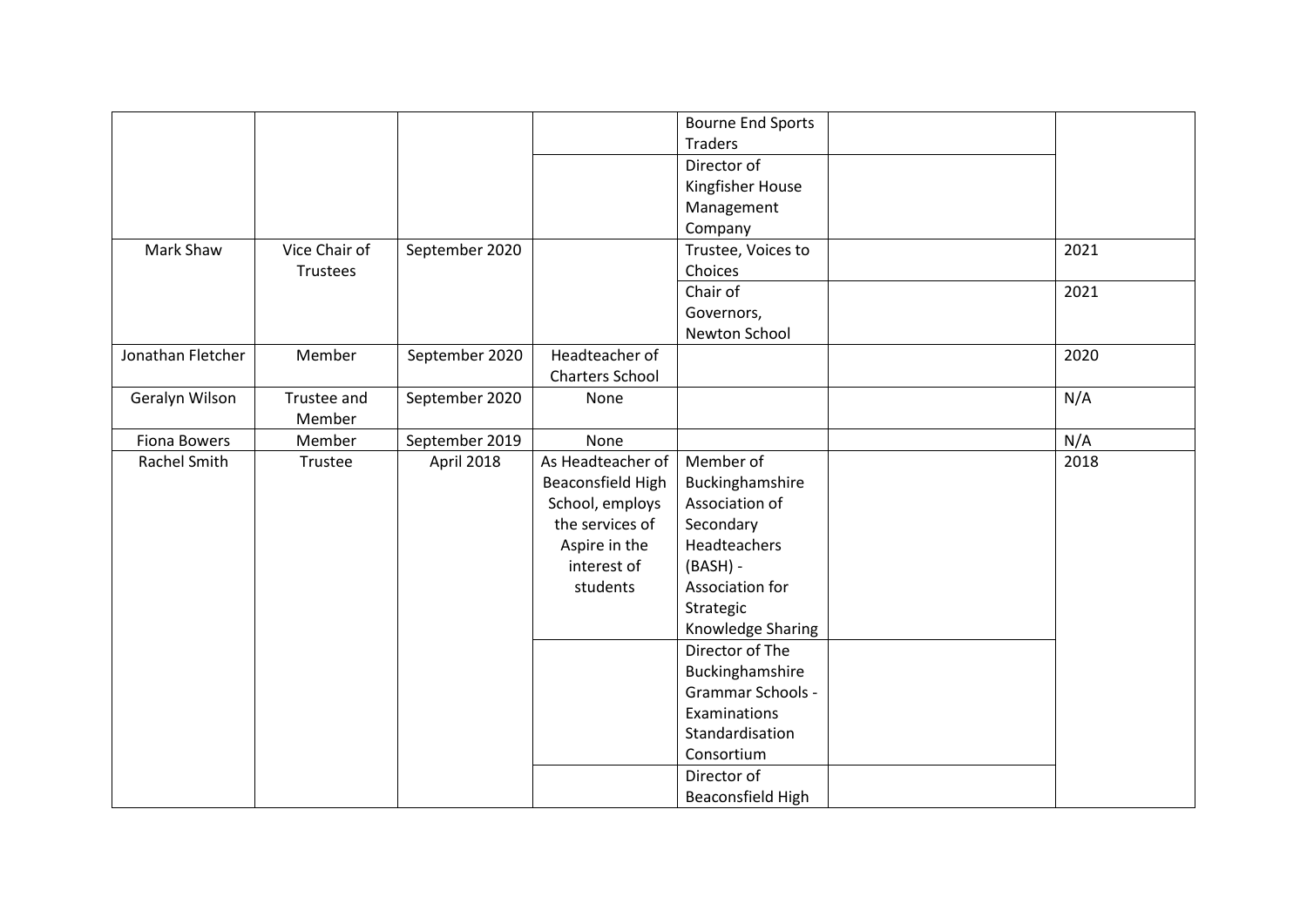| | | | | | | |
|---|---|---|---|---|---|---|
| | | | | Bourne End Sports Traders | | |
| | | | | Director of Kingfisher House Management Company | | |
| Mark Shaw | Vice Chair of Trustees | September 2020 | | Trustee, Voices to Choices | | 2021 |
| | | | | Chair of Governors, Newton School | | 2021 |
| Jonathan Fletcher | Member | September 2020 | Headteacher of Charters School | | | 2020 |
| Geralyn Wilson | Trustee and Member | September 2020 | None | | | N/A |
| Fiona Bowers | Member | September 2019 | None | | | N/A |
| Rachel Smith | Trustee | April 2018 | As Headteacher of Beaconsfield High School, employs the services of Aspire in the interest of students | Member of Buckinghamshire Association of Secondary Headteachers (BASH) - Association for Strategic Knowledge Sharing | | 2018 |
| | | | | Director of The Buckinghamshire Grammar Schools - Examinations Standardisation Consortium | | |
| | | | | Director of Beaconsfield High | | |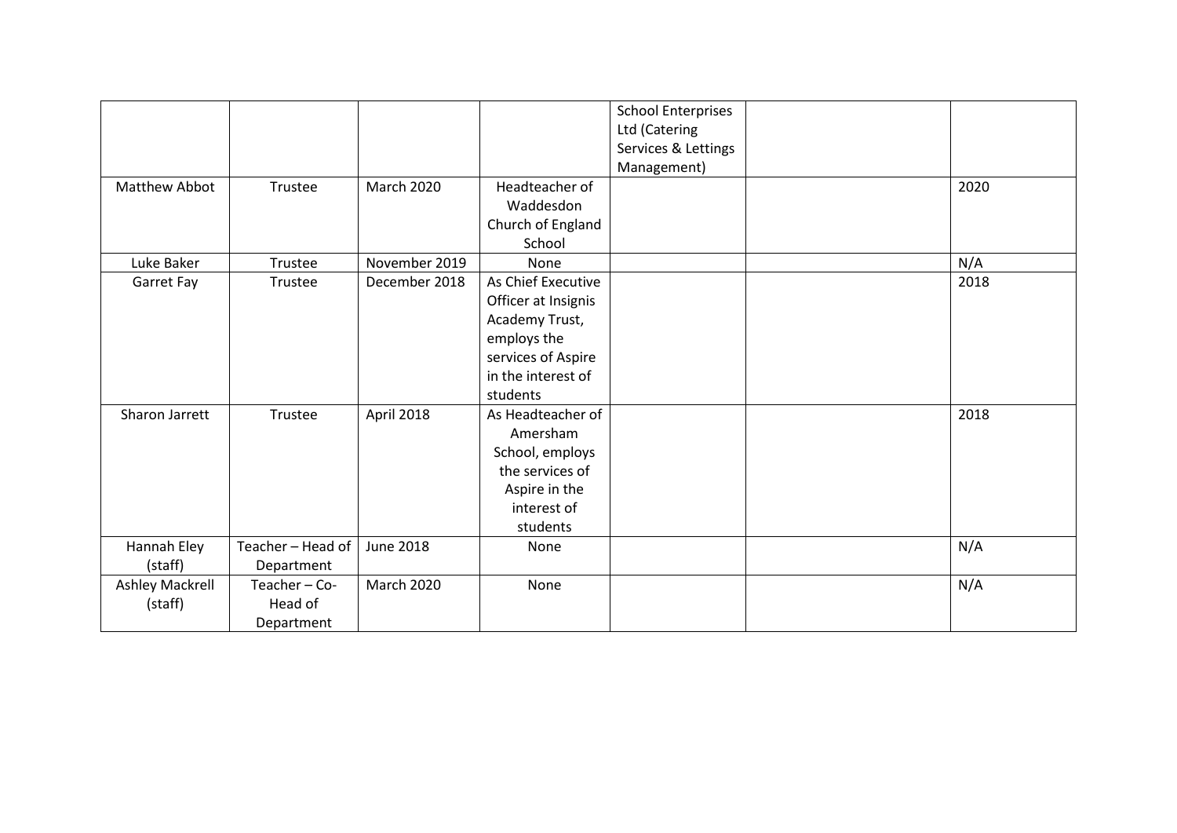| | | | | | | |
|---|---|---|---|---|---|---|
| | | | | School Enterprises Ltd (Catering Services & Lettings Management) | | |
| Matthew Abbot | Trustee | March 2020 | Headteacher of Waddesdon Church of England School | | | 2020 |
| Luke Baker | Trustee | November 2019 | None | | | N/A |
| Garret Fay | Trustee | December 2018 | As Chief Executive Officer at Insignis Academy Trust, employs the services of Aspire in the interest of students | | | 2018 |
| Sharon Jarrett | Trustee | April 2018 | As Headteacher of Amersham School, employs the services of Aspire in the interest of students | | | 2018 |
| Hannah Eley (staff) | Teacher – Head of Department | June 2018 | None | | | N/A |
| Ashley Mackrell (staff) | Teacher – Co-Head of Department | March 2020 | None | | | N/A |